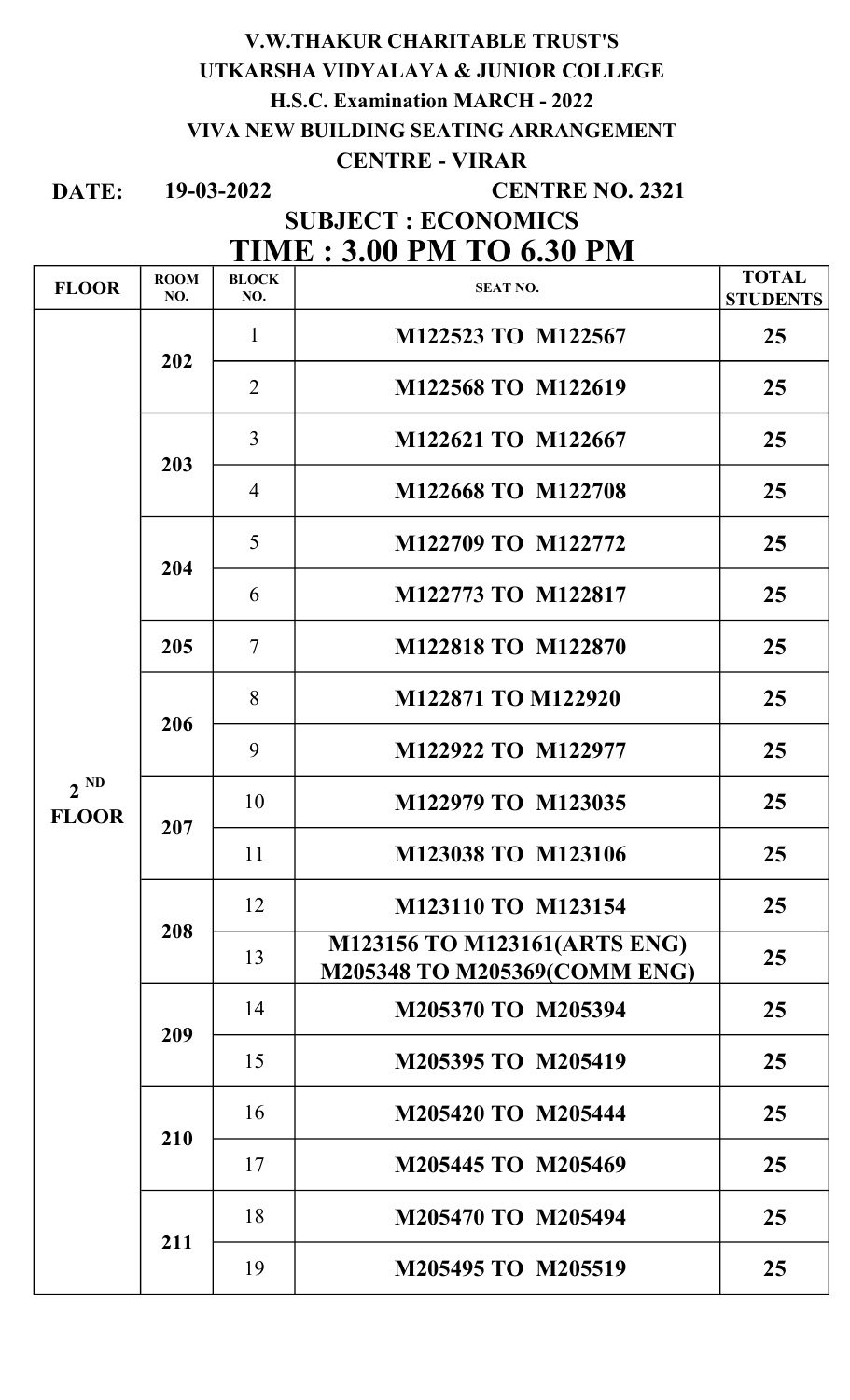**V.W.THAKUR CHARITABLE TRUST'S**

**UTKARSHA VIDYALAYA & JUNIOR COLLEGE**

**H.S.C. Examination MARCH - 2022**

**VIVA NEW BUILDING SEATING ARRANGEMENT**

**CENTRE - VIRAR**

**DATE: 19-03-2022** **CENTRE NO. 2321**

**SUBJECT : ECONOMICS**

## TIME : 3.00 PM TO 6.30 PM

| FLOOR | ROOM NO. | BLOCK NO. | SEAT NO. | TOTAL STUDENTS |
|---|---|---|---|---|
| 2 ND FLOOR | 202 | 1 | M122523 TO M122567 | 25 |
| | | 2 | M122568 TO M122619 | 25 |
| | 203 | 3 | M122621 TO M122667 | 25 |
| | | 4 | M122668 TO M122708 | 25 |
| | 204 | 5 | M122709 TO M122772 | 25 |
| | | 6 | M122773 TO M122817 | 25 |
| | 205 | 7 | M122818 TO M122870 | 25 |
| | 206 | 8 | M122871 TO M122920 | 25 |
| | | 9 | M122922 TO M122977 | 25 |
| | 207 | 10 | M122979 TO M123035 | 25 |
| | | 11 | M123038 TO M123106 | 25 |
| | 208 | 12 | M123110 TO M123154 | 25 |
| | | 13 | M123156 TO M123161(ARTS ENG) M205348 TO M205369(COMM ENG) | 25 |
| | 209 | 14 | M205370 TO M205394 | 25 |
| | | 15 | M205395 TO M205419 | 25 |
| | 210 | 16 | M205420 TO M205444 | 25 |
| | | 17 | M205445 TO M205469 | 25 |
| | 211 | 18 | M205470 TO M205494 | 25 |
| | | 19 | M205495 TO M205519 | 25 |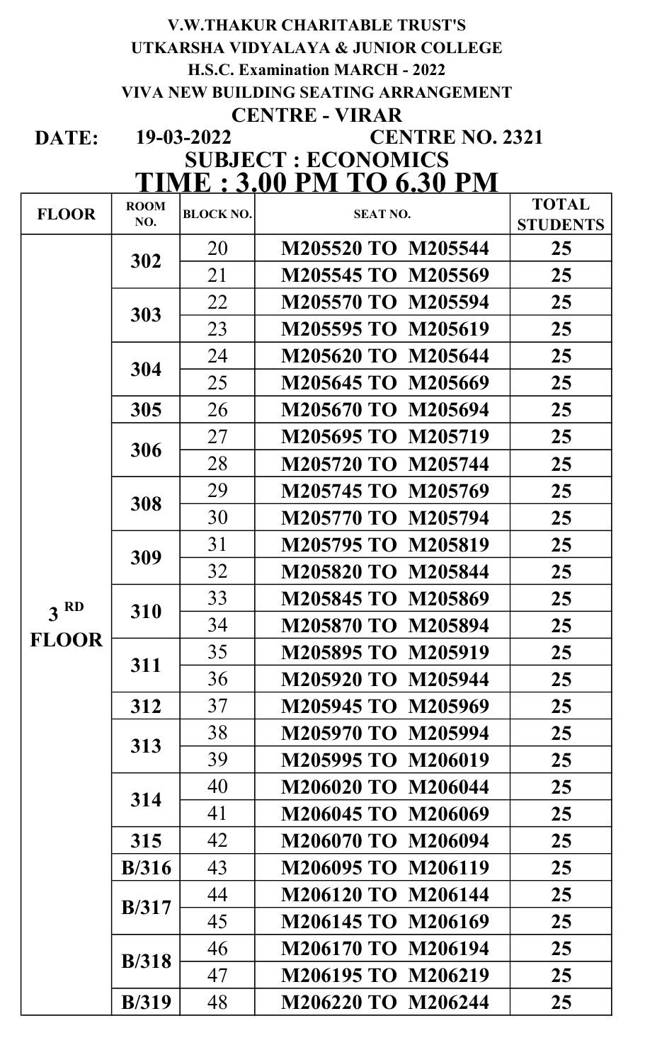**V.W.THAKUR CHARITABLE TRUST'S**

**UTKARSHA VIDYALAYA & JUNIOR COLLEGE**

**H.S.C. Examination MARCH - 2022**

**VIVA NEW BUILDING SEATING ARRANGEMENT**

**CENTRE - VIRAR**

**DATE: 19-03-2022 CENTRE NO. 2321**

**SUBJECT : ECONOMICS**

**TIME : 3.00 PM TO 6.30 PM**

| FLOOR | ROOM NO. | BLOCK NO. | SEAT NO. | TOTAL STUDENTS |
|---|---|---|---|---|
| 3 RD FLOOR | 302 | 20 | M205520 TO M205544 | 25 |
| | | 21 | M205545 TO M205569 | 25 |
| | 303 | 22 | M205570 TO M205594 | 25 |
| | | 23 | M205595 TO M205619 | 25 |
| | 304 | 24 | M205620 TO M205644 | 25 |
| | | 25 | M205645 TO M205669 | 25 |
| | 305 | 26 | M205670 TO M205694 | 25 |
| | 306 | 27 | M205695 TO M205719 | 25 |
| | | 28 | M205720 TO M205744 | 25 |
| | 308 | 29 | M205745 TO M205769 | 25 |
| | | 30 | M205770 TO M205794 | 25 |
| | 309 | 31 | M205795 TO M205819 | 25 |
| | | 32 | M205820 TO M205844 | 25 |
| | 310 | 33 | M205845 TO M205869 | 25 |
| | | 34 | M205870 TO M205894 | 25 |
| | 311 | 35 | M205895 TO M205919 | 25 |
| | | 36 | M205920 TO M205944 | 25 |
| | 312 | 37 | M205945 TO M205969 | 25 |
| | 313 | 38 | M205970 TO M205994 | 25 |
| | | 39 | M205995 TO M206019 | 25 |
| | 314 | 40 | M206020 TO M206044 | 25 |
| | | 41 | M206045 TO M206069 | 25 |
| | 315 | 42 | M206070 TO M206094 | 25 |
| | B/316 | 43 | M206095 TO M206119 | 25 |
| | B/317 | 44 | M206120 TO M206144 | 25 |
| | | 45 | M206145 TO M206169 | 25 |
| | B/318 | 46 | M206170 TO M206194 | 25 |
| | | 47 | M206195 TO M206219 | 25 |
| | B/319 | 48 | M206220 TO M206244 | 25 |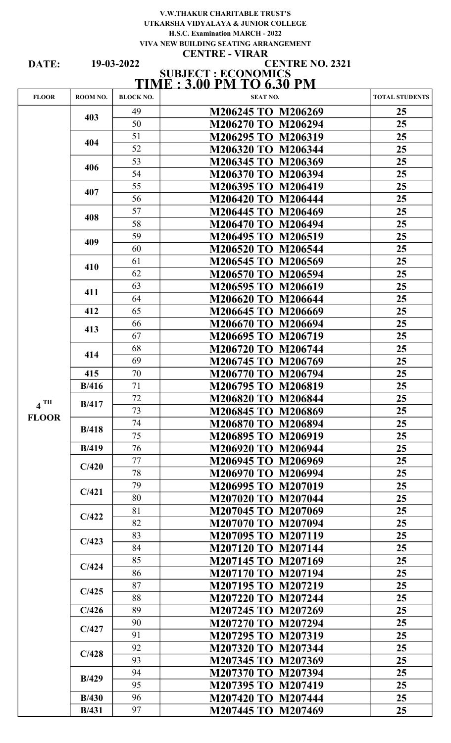V.W.THAKUR CHARITABLE TRUST'S

UTKARSHA VIDYALAYA & JUNIOR COLLEGE

H.S.C. Examination MARCH - 2022

VIVA NEW BUILDING SEATING ARRANGEMENT

CENTRE - VIRAR

**DATE:** 19-03-2022 **CENTRE NO. 2321**

**SUBJECT : ECONOMICS**

**TIME : 3.00 PM TO 6.30 PM**

| FLOOR | ROOM NO. | BLOCK NO. | SEAT NO. | TOTAL STUDENTS |
|---|---|---|---|---|
| 4 TH FLOOR | 403 | 49 | M206245 TO M206269 | 25 |
| | | 50 | M206270 TO M206294 | 25 |
| | 404 | 51 | M206295 TO M206319 | 25 |
| | | 52 | M206320 TO M206344 | 25 |
| | 406 | 53 | M206345 TO M206369 | 25 |
| | | 54 | M206370 TO M206394 | 25 |
| | 407 | 55 | M206395 TO M206419 | 25 |
| | | 56 | M206420 TO M206444 | 25 |
| | 408 | 57 | M206445 TO M206469 | 25 |
| | | 58 | M206470 TO M206494 | 25 |
| | 409 | 59 | M206495 TO M206519 | 25 |
| | | 60 | M206520 TO M206544 | 25 |
| | 410 | 61 | M206545 TO M206569 | 25 |
| | | 62 | M206570 TO M206594 | 25 |
| | 411 | 63 | M206595 TO M206619 | 25 |
| | | 64 | M206620 TO M206644 | 25 |
| | 412 | 65 | M206645 TO M206669 | 25 |
| | 413 | 66 | M206670 TO M206694 | 25 |
| | | 67 | M206695 TO M206719 | 25 |
| | 414 | 68 | M206720 TO M206744 | 25 |
| | | 69 | M206745 TO M206769 | 25 |
| | 415 | 70 | M206770 TO M206794 | 25 |
| | B/416 | 71 | M206795 TO M206819 | 25 |
| | B/417 | 72 | M206820 TO M206844 | 25 |
| | | 73 | M206845 TO M206869 | 25 |
| | B/418 | 74 | M206870 TO M206894 | 25 |
| | | 75 | M206895 TO M206919 | 25 |
| | B/419 | 76 | M206920 TO M206944 | 25 |
| | C/420 | 77 | M206945 TO M206969 | 25 |
| | | 78 | M206970 TO M206994 | 25 |
| | C/421 | 79 | M206995 TO M207019 | 25 |
| | | 80 | M207020 TO M207044 | 25 |
| | C/422 | 81 | M207045 TO M207069 | 25 |
| | | 82 | M207070 TO M207094 | 25 |
| | C/423 | 83 | M207095 TO M207119 | 25 |
| | | 84 | M207120 TO M207144 | 25 |
| | C/424 | 85 | M207145 TO M207169 | 25 |
| | | 86 | M207170 TO M207194 | 25 |
| | C/425 | 87 | M207195 TO M207219 | 25 |
| | | 88 | M207220 TO M207244 | 25 |
| | C/426 | 89 | M207245 TO M207269 | 25 |
| | C/427 | 90 | M207270 TO M207294 | 25 |
| | | 91 | M207295 TO M207319 | 25 |
| | C/428 | 92 | M207320 TO M207344 | 25 |
| | | 93 | M207345 TO M207369 | 25 |
| | B/429 | 94 | M207370 TO M207394 | 25 |
| | | 95 | M207395 TO M207419 | 25 |
| | B/430 | 96 | M207420 TO M207444 | 25 |
| | B/431 | 97 | M207445 TO M207469 | 25 |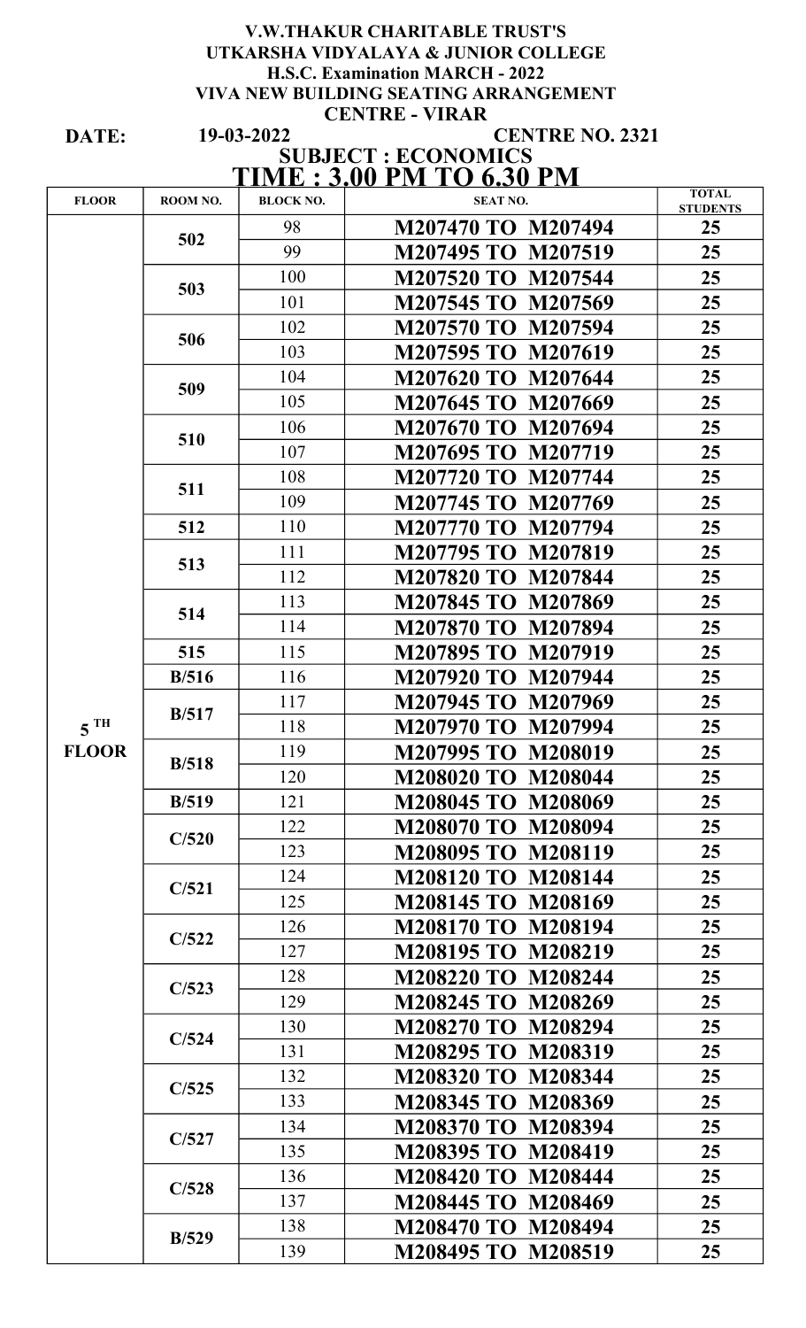**V.W.THAKUR CHARITABLE TRUST'S**
**UTKARSHA VIDYALAYA & JUNIOR COLLEGE**
**H.S.C. Examination MARCH - 2022**
**VIVA NEW BUILDING SEATING ARRANGEMENT**
**CENTRE - VIRAR**

**DATE:** 19-03-2022 **CENTRE NO. 2321**

**SUBJECT : ECONOMICS**

**TIME : 3.00 PM TO 6.30 PM**

| FLOOR | ROOM NO. | BLOCK NO. | SEAT NO. | TOTAL STUDENTS |
|---|---|---|---|---|
| 5 TH FLOOR | 502 | 98 | M207470 TO M207494 | 25 |
| | | 99 | M207495 TO M207519 | 25 |
| | 503 | 100 | M207520 TO M207544 | 25 |
| | | 101 | M207545 TO M207569 | 25 |
| | 506 | 102 | M207570 TO M207594 | 25 |
| | | 103 | M207595 TO M207619 | 25 |
| | 509 | 104 | M207620 TO M207644 | 25 |
| | | 105 | M207645 TO M207669 | 25 |
| | 510 | 106 | M207670 TO M207694 | 25 |
| | | 107 | M207695 TO M207719 | 25 |
| | 511 | 108 | M207720 TO M207744 | 25 |
| | | 109 | M207745 TO M207769 | 25 |
| | 512 | 110 | M207770 TO M207794 | 25 |
| | 513 | 111 | M207795 TO M207819 | 25 |
| | | 112 | M207820 TO M207844 | 25 |
| | 514 | 113 | M207845 TO M207869 | 25 |
| | | 114 | M207870 TO M207894 | 25 |
| | 515 | 115 | M207895 TO M207919 | 25 |
| | B/516 | 116 | M207920 TO M207944 | 25 |
| | B/517 | 117 | M207945 TO M207969 | 25 |
| | | 118 | M207970 TO M207994 | 25 |
| | B/518 | 119 | M207995 TO M208019 | 25 |
| | | 120 | M208020 TO M208044 | 25 |
| | B/519 | 121 | M208045 TO M208069 | 25 |
| | C/520 | 122 | M208070 TO M208094 | 25 |
| | | 123 | M208095 TO M208119 | 25 |
| | C/521 | 124 | M208120 TO M208144 | 25 |
| | | 125 | M208145 TO M208169 | 25 |
| | C/522 | 126 | M208170 TO M208194 | 25 |
| | | 127 | M208195 TO M208219 | 25 |
| | C/523 | 128 | M208220 TO M208244 | 25 |
| | | 129 | M208245 TO M208269 | 25 |
| | C/524 | 130 | M208270 TO M208294 | 25 |
| | | 131 | M208295 TO M208319 | 25 |
| | C/525 | 132 | M208320 TO M208344 | 25 |
| | | 133 | M208345 TO M208369 | 25 |
| | C/527 | 134 | M208370 TO M208394 | 25 |
| | | 135 | M208395 TO M208419 | 25 |
| | C/528 | 136 | M208420 TO M208444 | 25 |
| | | 137 | M208445 TO M208469 | 25 |
| | B/529 | 138 | M208470 TO M208494 | 25 |
| | | 139 | M208495 TO M208519 | 25 |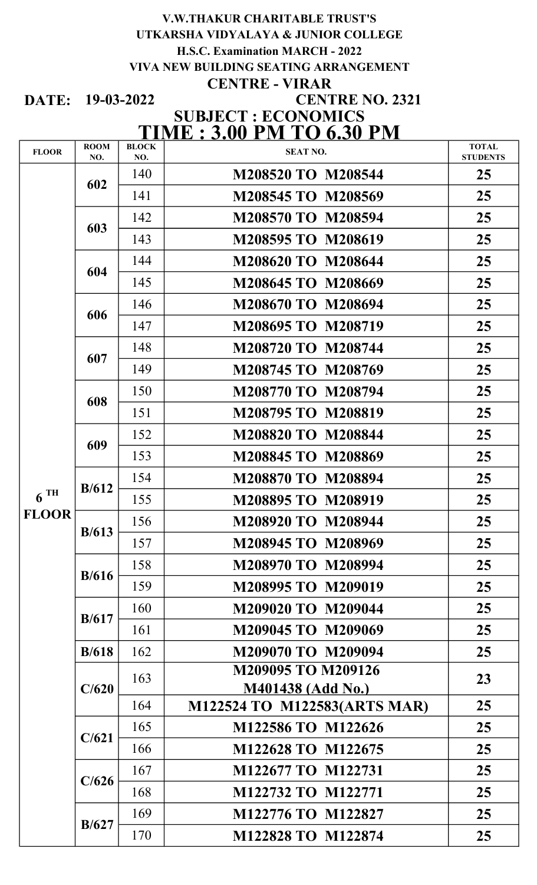**V.W.THAKUR CHARITABLE TRUST'S**

**UTKARSHA VIDYALAYA & JUNIOR COLLEGE**

**H.S.C. Examination MARCH - 2022**

**VIVA NEW BUILDING SEATING ARRANGEMENT**

**CENTRE - VIRAR**

**DATE: 19-03-2022** **CENTRE NO. 2321**

**SUBJECT : ECONOMICS**

# TIME : 3.00 PM TO 6.30 PM

| FLOOR | ROOM NO. | BLOCK NO. | SEAT NO. | TOTAL STUDENTS |
|---|---|---|---|---|
| 6 TH FLOOR | 602 | 140 | M208520 TO M208544 | 25 |
| | | 141 | M208545 TO M208569 | 25 |
| | 603 | 142 | M208570 TO M208594 | 25 |
| | | 143 | M208595 TO M208619 | 25 |
| | 604 | 144 | M208620 TO M208644 | 25 |
| | | 145 | M208645 TO M208669 | 25 |
| | 606 | 146 | M208670 TO M208694 | 25 |
| | | 147 | M208695 TO M208719 | 25 |
| | 607 | 148 | M208720 TO M208744 | 25 |
| | | 149 | M208745 TO M208769 | 25 |
| | 608 | 150 | M208770 TO M208794 | 25 |
| | | 151 | M208795 TO M208819 | 25 |
| | 609 | 152 | M208820 TO M208844 | 25 |
| | | 153 | M208845 TO M208869 | 25 |
| | B/612 | 154 | M208870 TO M208894 | 25 |
| | | 155 | M208895 TO M208919 | 25 |
| | B/613 | 156 | M208920 TO M208944 | 25 |
| | | 157 | M208945 TO M208969 | 25 |
| | B/616 | 158 | M208970 TO M208994 | 25 |
| | | 159 | M208995 TO M209019 | 25 |
| | B/617 | 160 | M209020 TO M209044 | 25 |
| | | 161 | M209045 TO M209069 | 25 |
| | B/618 | 162 | M209070 TO M209094 | 25 |
| | C/620 | 163 | M209095 TO M209126 M401438 (Add No.) | 23 |
| | | 164 | M122524 TO M122583(ARTS MAR) | 25 |
| | C/621 | 165 | M122586 TO M122626 | 25 |
| | | 166 | M122628 TO M122675 | 25 |
| | C/626 | 167 | M122677 TO M122731 | 25 |
| | | 168 | M122732 TO M122771 | 25 |
| | B/627 | 169 | M122776 TO M122827 | 25 |
| | | 170 | M122828 TO M122874 | 25 |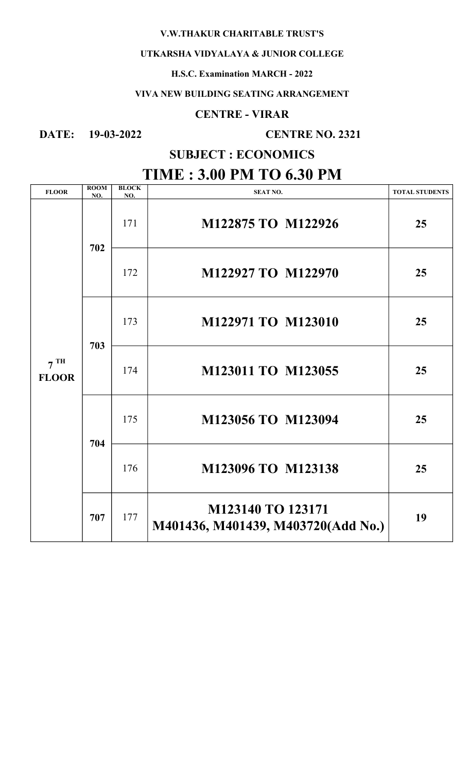**V.W.THAKUR CHARITABLE TRUST'S**

**UTKARSHA VIDYALAYA & JUNIOR COLLEGE**

**H.S.C. Examination MARCH - 2022**

**VIVA NEW BUILDING SEATING ARRANGEMENT**

**CENTRE - VIRAR**

**DATE: 19-03-2022** **CENTRE NO. 2321**

## SUBJECT : ECONOMICS

# TIME : 3.00 PM TO 6.30 PM

| FLOOR | ROOM NO. | BLOCK NO. | SEAT NO. | TOTAL STUDENTS |
|---|---|---|---|---|
| 7 TH FLOOR | 702 | 171 | M122875 TO M122926 | 25 |
| | | 172 | M122927 TO M122970 | 25 |
| | 703 | 173 | M122971 TO M123010 | 25 |
| | | 174 | M123011 TO M123055 | 25 |
| | 704 | 175 | M123056 TO M123094 | 25 |
| | | 176 | M123096 TO M123138 | 25 |
| | 707 | 177 | M123140 TO 123171 M401436, M401439, M403720(Add No.) | 19 |